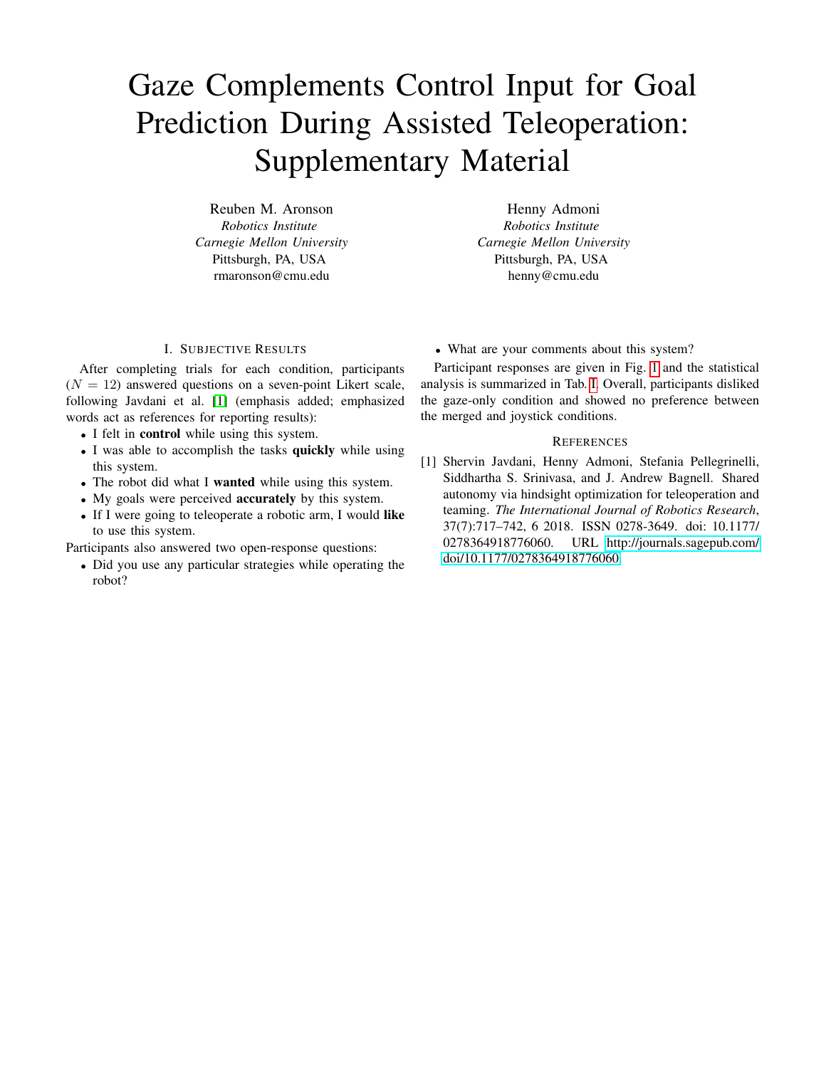# Gaze Complements Control Input for Goal Prediction During Assisted Teleoperation: Supplementary Material

Reuben M. Aronson
*Robotics Institute*
*Carnegie Mellon University*
Pittsburgh, PA, USA
rmaronson@cmu.edu

Henny Admoni
*Robotics Institute*
*Carnegie Mellon University*
Pittsburgh, PA, USA
henny@cmu.edu

## I. Subjective Results

After completing trials for each condition, participants ($N = 12$) answered questions on a seven-point Likert scale, following Javdani et al. [1] (emphasis added; emphasized words act as references for reporting results):

- I felt in **control** while using this system.
- I was able to accomplish the tasks **quickly** while using this system.
- The robot did what I **wanted** while using this system.
- My goals were perceived **accurately** by this system.
- If I were going to teleoperate a robotic arm, I would **like** to use this system.

Participants also answered two open-response questions:

- Did you use any particular strategies while operating the robot?
- What are your comments about this system?

Participant responses are given in Fig. 1 and the statistical analysis is summarized in Tab. I. Overall, participants disliked the gaze-only condition and showed no preference between the merged and joystick conditions.

## References

[1] Shervin Javdani, Henny Admoni, Stefania Pellegrinelli, Siddhartha S. Srinivasa, and J. Andrew Bagnell. Shared autonomy via hindsight optimization for teleoperation and teaming. *The International Journal of Robotics Research*, 37(7):717–742, 6 2018. ISSN 0278-3649. doi: 10.1177/0278364918776060. URL http://journals.sagepub.com/doi/10.1177/0278364918776060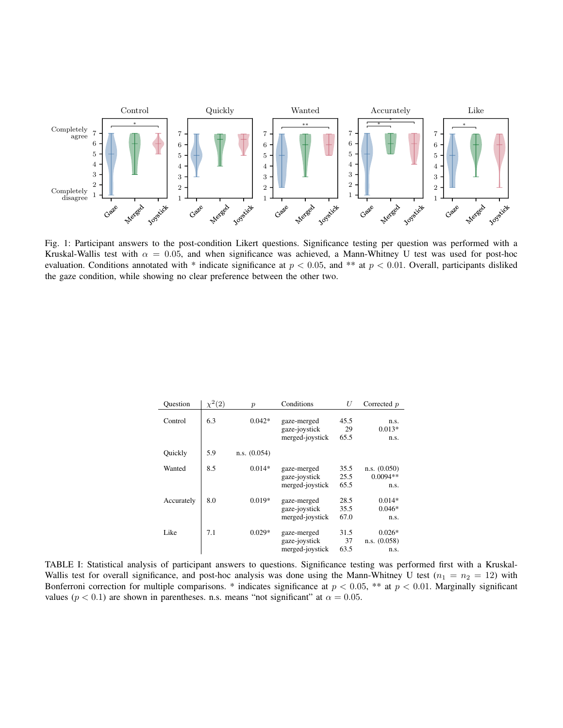Control

Quickly

Wanted

Accurately

Like

Completely agree

Completely disagree

Gaze Merged Joystick

Fig. 1: Participant answers to the post-condition Likert questions. Significance testing per question was performed with a Kruskal-Wallis test with $\alpha = 0.05$, and when significance was achieved, a Mann-Whitney U test was used for post-hoc evaluation. Conditions annotated with * indicate significance at $p < 0.05$, and ** at $p < 0.01$. Overall, participants disliked the gaze condition, while showing no clear preference between the other two.

| Question | $\chi^2(2)$ | $p$ | Conditions | $U$ | Corrected $p$ |
|---|---|---|---|---|---|
| Control | 6.3 | 0.042* | gaze-merged | 45.5 | n.s. |
| | | | gaze-joystick | 29 | 0.013* |
| | | | merged-joystick | 65.5 | n.s. |
| Quickly | 5.9 | n.s. (0.054) | | | |
| Wanted | 8.5 | 0.014* | gaze-merged | 35.5 | n.s. (0.050) |
| | | | gaze-joystick | 25.5 | 0.0094** |
| | | | merged-joystick | 65.5 | n.s. |
| Accurately | 8.0 | 0.019* | gaze-merged | 28.5 | 0.014* |
| | | | gaze-joystick | 35.5 | 0.046* |
| | | | merged-joystick | 67.0 | n.s. |
| Like | 7.1 | 0.029* | gaze-merged | 31.5 | 0.026* |
| | | | gaze-joystick | 37 | n.s. (0.058) |
| | | | merged-joystick | 63.5 | n.s. |

TABLE I: Statistical analysis of participant answers to questions. Significance testing was performed first with a Kruskal-Wallis test for overall significance, and post-hoc analysis was done using the Mann-Whitney U test ($n_1 = n_2 = 12$) with Bonferroni correction for multiple comparisons. * indicates significance at $p < 0.05$, ** at $p < 0.01$. Marginally significant values ($p < 0.1$) are shown in parentheses. n.s. means "not significant" at $\alpha = 0.05$.